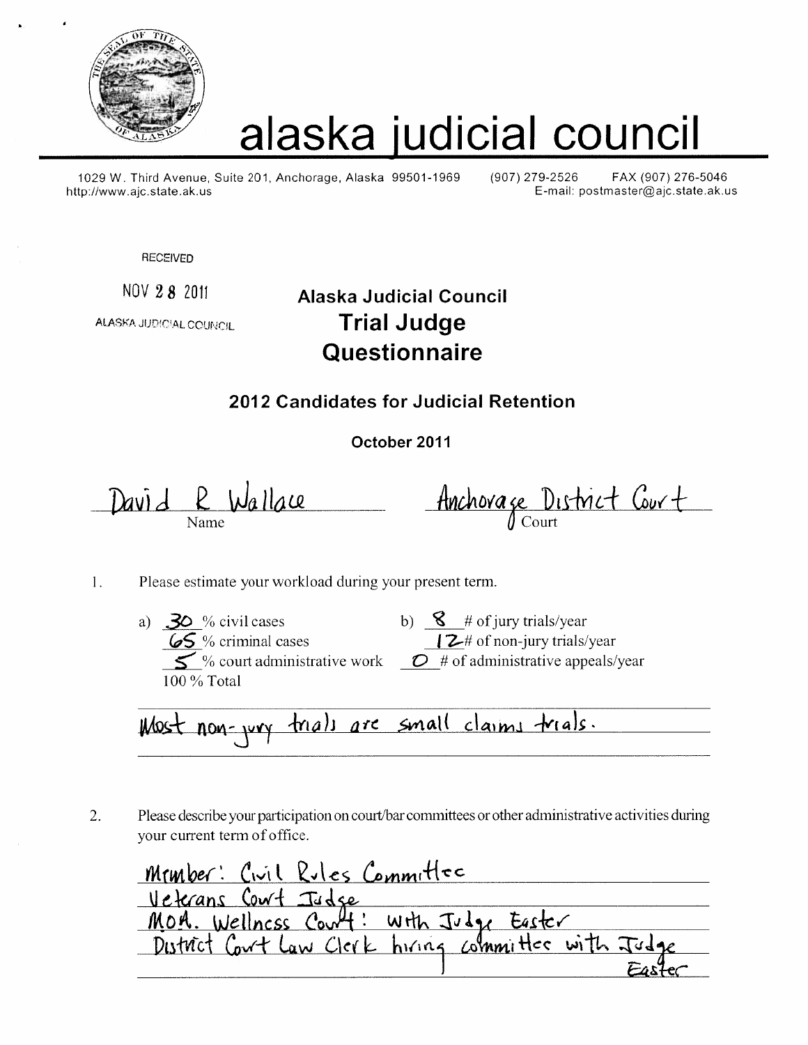# alaska judicial council

1029 W. Third Avenue, Suite 201, Anchorage, Alaska 99501-1969 (907) 279-2526 FAX (907) 276-5046
http://www.ajc.state.ak.us E-mail: postmaster@ajc.state.ak.us

RECEIVED

NOV 28 2011

ALASKA JUDICIAL COUNCIL

## Alaska Judicial Council
## Trial Judge Questionnaire

### 2012 Candidates for Judicial Retention

**October 2011**

David R Wallace
Name

Anchorage District Court
Court

1. Please estimate your workload during your present term.

a) 30 % civil cases
65 % criminal cases
5 % court administrative work
100 % Total

b) 8 # of jury trials/year
12 # of non-jury trials/year
0 # of administrative appeals/year

Most non-jury trials are small claims trials.

2. Please describe your participation on court/bar committees or other administrative activities during your current term of office.

Member: Civil Rules Committee
Veterans Court Judge
MOA. Wellness Court: with Judge Easter
District Court Law Clerk hiring committee with Judge Easter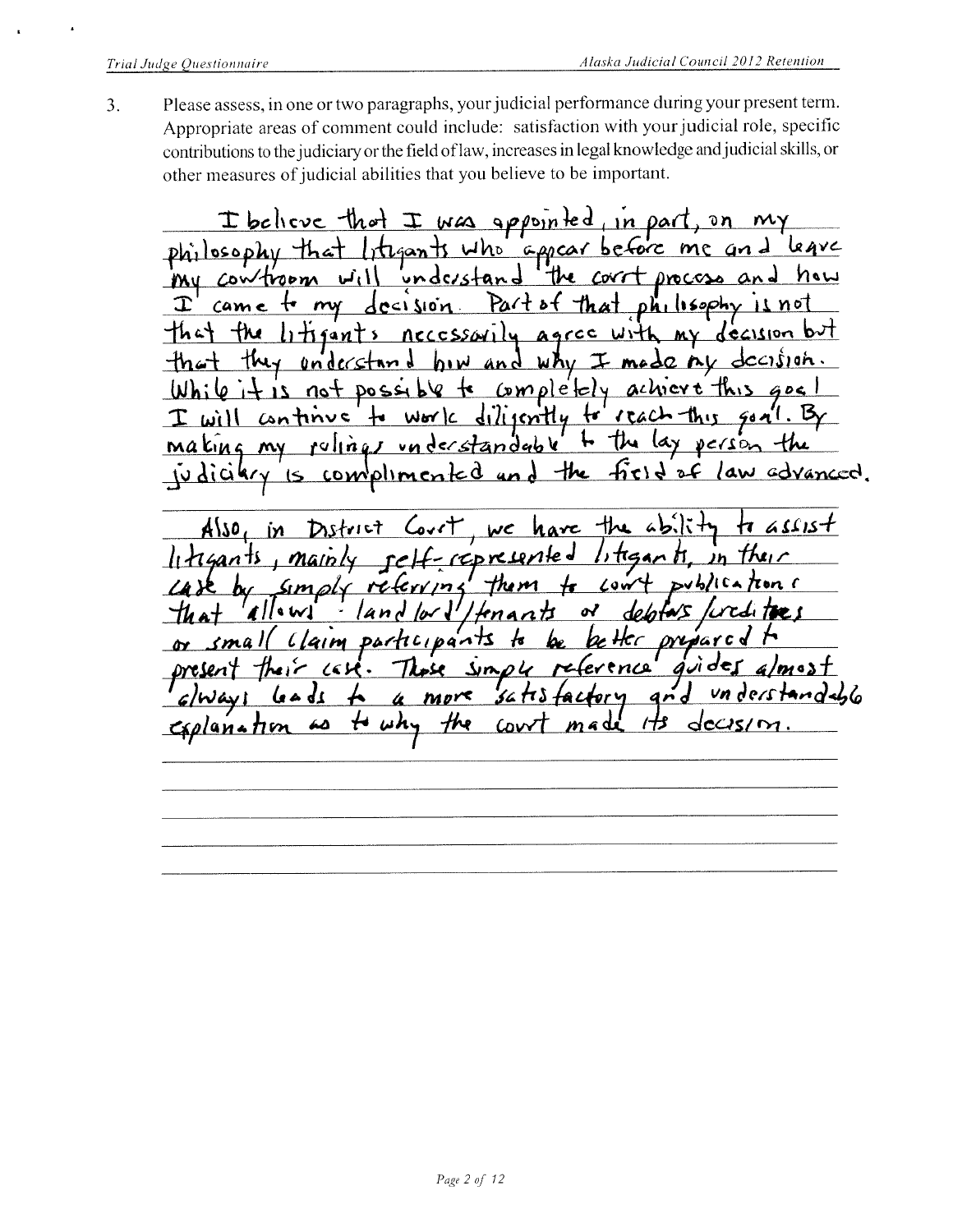3. Please assess, in one or two paragraphs, your judicial performance during your present term. Appropriate areas of comment could include: satisfaction with your judicial role, specific contributions to the judiciary or the field of law, increases in legal knowledge and judicial skills, or other measures of judicial abilities that you believe to be important.

I believe that I was appointed, in part, on my philosophy that litigants who appear before me and leave my courtroom will understand the court process and how I came to my decision. Part of that philosophy is not that the litigants necessarily agree with my decision but that they understand how and why I made my decision. While it is not possible to completely achieve this goal I will continue to work diligently to reach this goal. By making my rulings understandable to the lay person the judiciary is complimented and the field of law advanced.

Also, in District Court, we have the ability to assist litigants, mainly self-represented litigants, in their case by simply referring them to court publication that allows landlord/tenants or debtors/creditors or small claim participants to be better prepared to present their case. These simple reference guides almost always leads to a more satisfactory and understandable explanation as to why the court made its decision.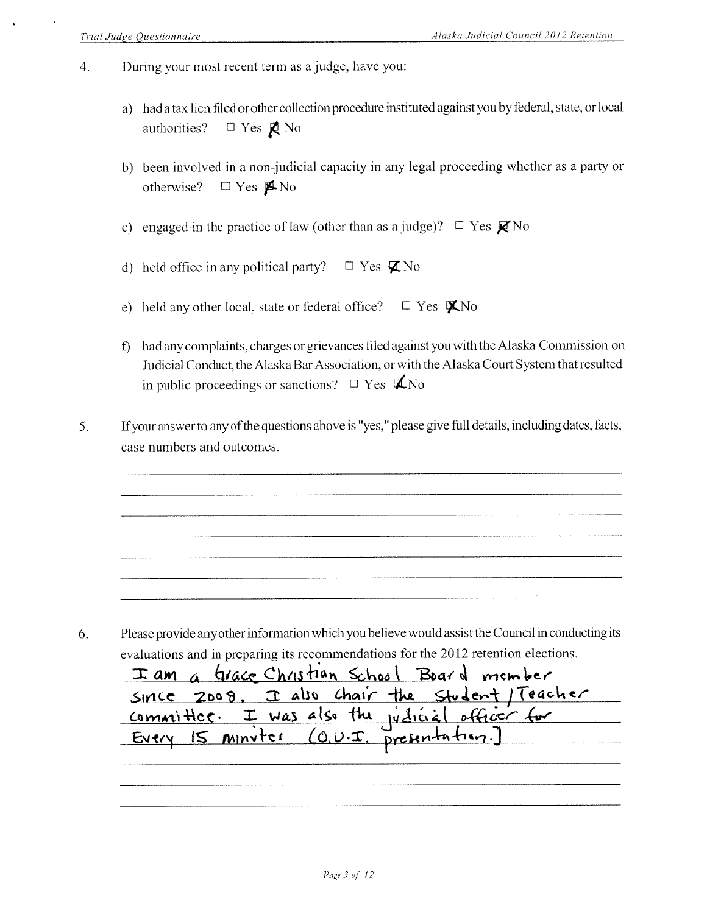4. During your most recent term as a judge, have you:

   a) had a tax lien filed or other collection procedure instituted against you by federal, state, or local authorities? ☐ Yes ☒ No

   b) been involved in a non-judicial capacity in any legal proceeding whether as a party or otherwise? ☐ Yes ☒ No

   c) engaged in the practice of law (other than as a judge)? ☐ Yes ☒ No

   d) held office in any political party? ☐ Yes ☒ No

   e) held any other local, state or federal office? ☐ Yes ☒ No

   f) had any complaints, charges or grievances filed against you with the Alaska Commission on Judicial Conduct, the Alaska Bar Association, or with the Alaska Court System that resulted in public proceedings or sanctions? ☐ Yes ☒ No

5. If your answer to any of the questions above is "yes," please give full details, including dates, facts, case numbers and outcomes.

6. Please provide any other information which you believe would assist the Council in conducting its evaluations and in preparing its recommendations for the 2012 retention elections.

   I am a Grace Christian School Board member since 2008. I also chair the Student/Teacher committee. I was also the judicial officer for Every 15 minutes (O.U.I. presentation.]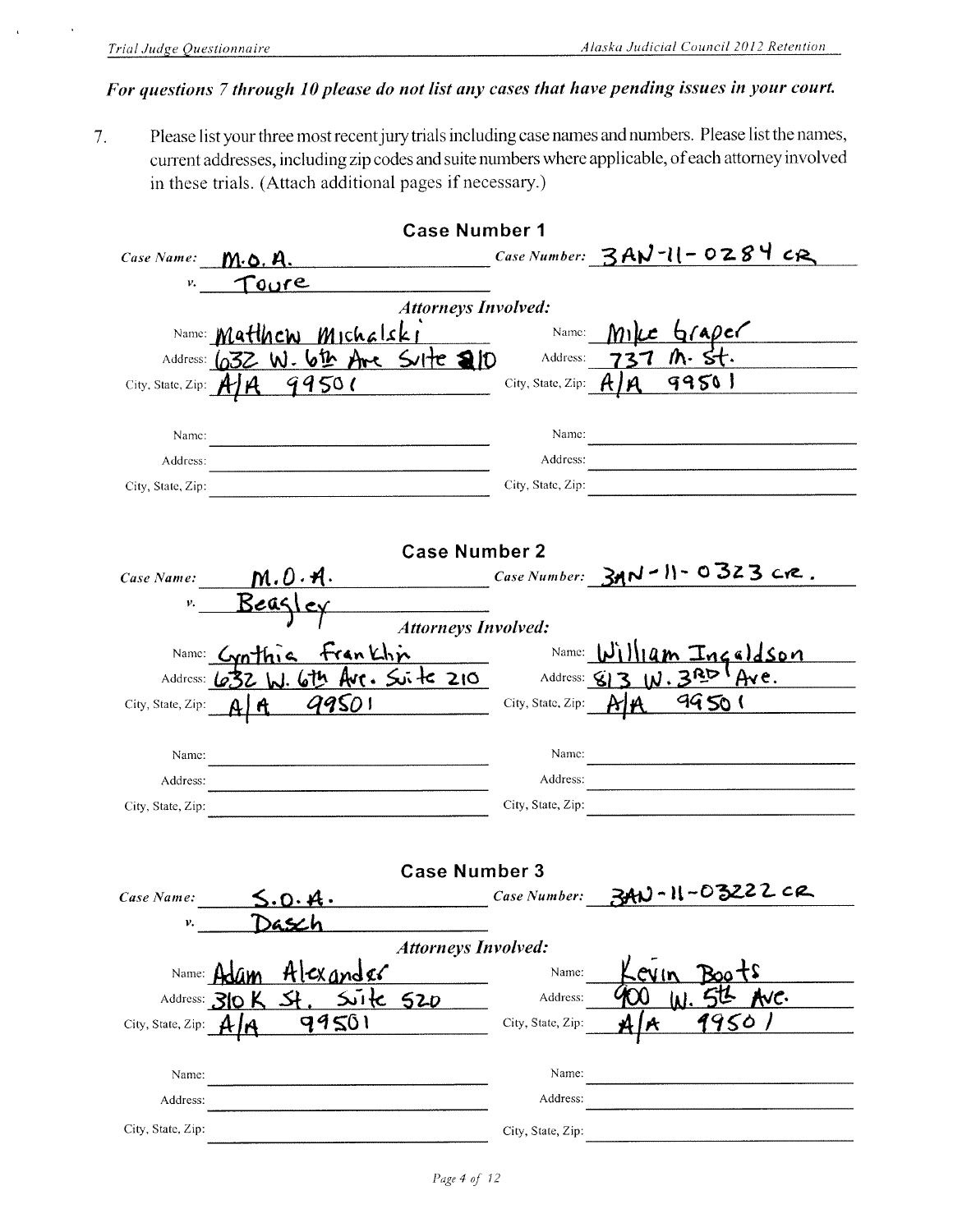***For questions 7 through 10 please do not list any cases that have pending issues in your court.***

7. Please list your three most recent jury trials including case names and numbers. Please list the names, current addresses, including zip codes and suite numbers where applicable, of each attorney involved in these trials. (Attach additional pages if necessary.)

## Case Number 1

*Case Name:* M.O.A. *v.* Toure

*Case Number:* 3AN-11-0284 CR

*Attorneys Involved:*

| | |
|---|---|
| Name: Mathew Michalski | Name: Mike Graper |
| Address: 632 W. 6th Ave Suite 210 | Address: 737 W. St. |
| City, State, Zip: A/A 99501 | City, State, Zip: A/A 99501 |
| Name: | Name: |
| Address: | Address: |
| City, State, Zip: | City, State, Zip: |

## Case Number 2

*Case Name:* M.O.A. *v.* Beasley

*Case Number:* 3AN-11-0323 CR.

*Attorneys Involved:*

| | |
|---|---|
| Name: Cynthia Franklin | Name: William Ingaldson |
| Address: 632 W. 6th Ave. Suite 210 | Address: 813 W. 3RD Ave. |
| City, State, Zip: A/A 99501 | City, State, Zip: A/A 99501 |
| Name: | Name: |
| Address: | Address: |
| City, State, Zip: | City, State, Zip: |

## Case Number 3

*Case Name:* S.O.A. *v.* Dasch

*Case Number:* 3AN-11-03222 CR

*Attorneys Involved:*

| | |
|---|---|
| Name: Adam Alexander | Name: Kevin Boots |
| Address: 310 K St. Suite 520 | Address: 900 W. 5th Ave. |
| City, State, Zip: A/A 99501 | City, State, Zip: A/A 99501 |
| Name: | Name: |
| Address: | Address: |
| City, State, Zip: | City, State, Zip: |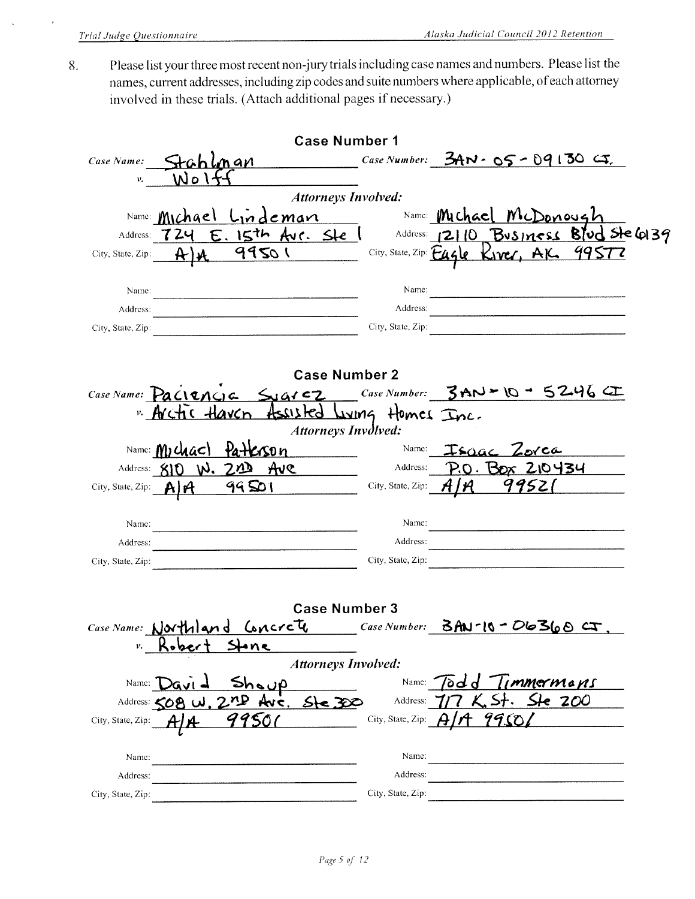8. Please list your three most recent non-jury trials including case names and numbers. Please list the names, current addresses, including zip codes and suite numbers where applicable, of each attorney involved in these trials. (Attach additional pages if necessary.)

## Case Number 1

*Case Name:* Stahlman v. Wolff

*Case Number:* 3AN-05-09130 CI.

*Attorneys Involved:*

| | |
|---|---|
| Name: Michael Lindeman | Name: Michael McDonough |
| Address: 724 E. 15th Ave. Ste 1 | Address: 12110 Business Blvd Ste 6139 |
| City, State, Zip: A/A 99501 | City, State, Zip: Eagle River, AK 99577 |
| Name: | Name: |
| Address: | Address: |
| City, State, Zip: | City, State, Zip: |

## Case Number 2

*Case Name:* Paciencia Suarez v. Arctic Haven Assisted Living Homes Inc.

*Case Number:* 3AN-10-5246 CI

*Attorneys Involved:*

| | |
|---|---|
| Name: Michael Patterson | Name: Isaac Zorea |
| Address: 810 W. 2ND Ave | Address: P.O. Box 210434 |
| City, State, Zip: A/A 99501 | City, State, Zip: A/A 99521 |
| Name: | Name: |
| Address: | Address: |
| City, State, Zip: | City, State, Zip: |

## Case Number 3

*Case Name:* Northland Concrete v. Robert Stone

*Case Number:* 3AN-10-06360 CI.

*Attorneys Involved:*

| | |
|---|---|
| Name: David Shoup | Name: Todd Timmermans |
| Address: 508 W. 2ND Ave. Ste 300 | Address: 717 K. St. Ste 200 |
| City, State, Zip: A/A 99501 | City, State, Zip: A/A 99501 |
| Name: | Name: |
| Address: | Address: |
| City, State, Zip: | City, State, Zip: |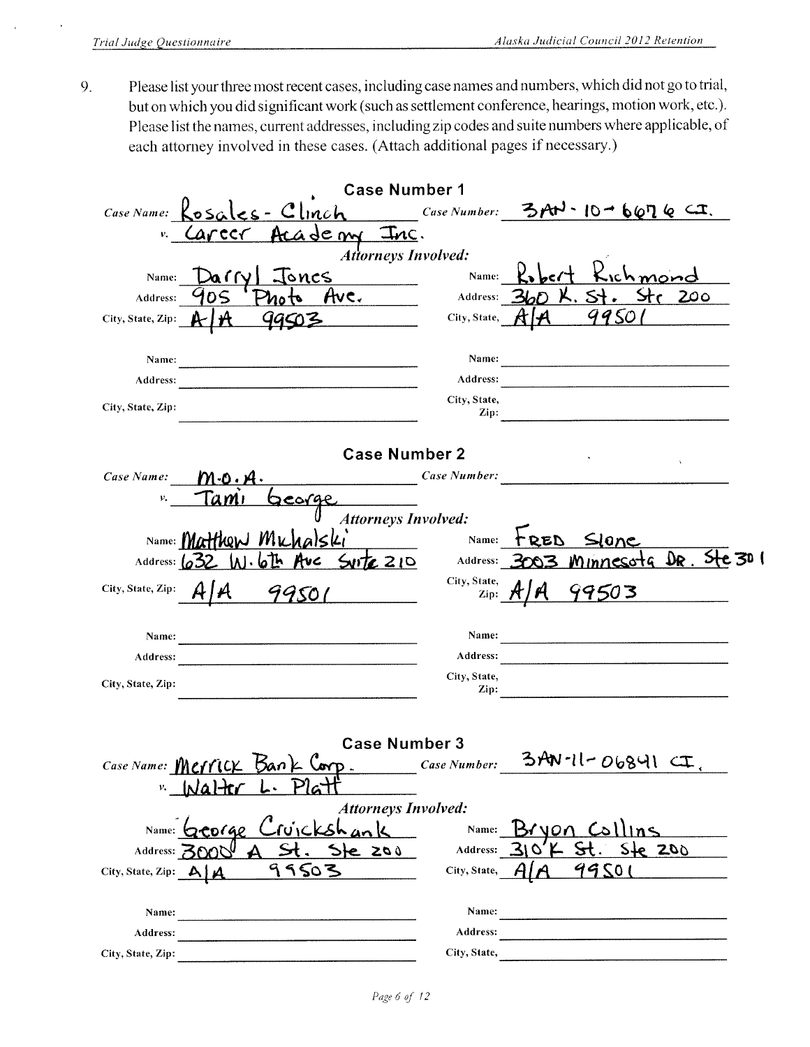9. Please list your three most recent cases, including case names and numbers, which did not go to trial, but on which you did significant work (such as settlement conference, hearings, motion work, etc.). Please list the names, current addresses, including zip codes and suite numbers where applicable, of each attorney involved in these cases. (Attach additional pages if necessary.)

## Case Number 1

*Case Name:* Rosales-Clinch v. Career Academy Inc.

*Case Number:* 3AN-10-6676 CI.

*Attorneys Involved:*

| | | | |
|---|---|---|---|
| Name: | Darryl Jones | Name: | Robert Richmond |
| Address: | 905 Photo Ave. | Address: | 360 K. St. Ste 200 |
| City, State, Zip: | A/A 99503 | City, State, | A/A 99501 |
| Name: | | Name: | |
| Address: | | Address: | |
| City, State, Zip: | | City, State, Zip: | |

## Case Number 2

*Case Name:* M.O.A. v. Tami George

*Case Number:*

*Attorneys Involved:*

| | | | |
|---|---|---|---|
| Name: | Matthew Michalski | Name: | FRED Slone |
| Address: | 632 W. 6th Ave Suite 210 | Address: | 3003 Minnesota DR. Ste 301 |
| City, State, Zip: | A/A 99501 | City, State, Zip: | A/A 99503 |
| Name: | | Name: | |
| Address: | | Address: | |
| City, State, Zip: | | City, State, Zip: | |

## Case Number 3

*Case Name:* Merrick Bank Corp. v. Walter L. Platt

*Case Number:* 3AN-11-06841 CI.

*Attorneys Involved:*

| | | | |
|---|---|---|---|
| Name: | George Cruickshank | Name: | Bryon Collins |
| Address: | 3000 A St. Ste 200 | Address: | 310 K St. Ste 200 |
| City, State, Zip: | A/A 99503 | City, State, | A/A 99501 |
| Name: | | Name: | |
| Address: | | Address: | |
| City, State, Zip: | | City, State, | |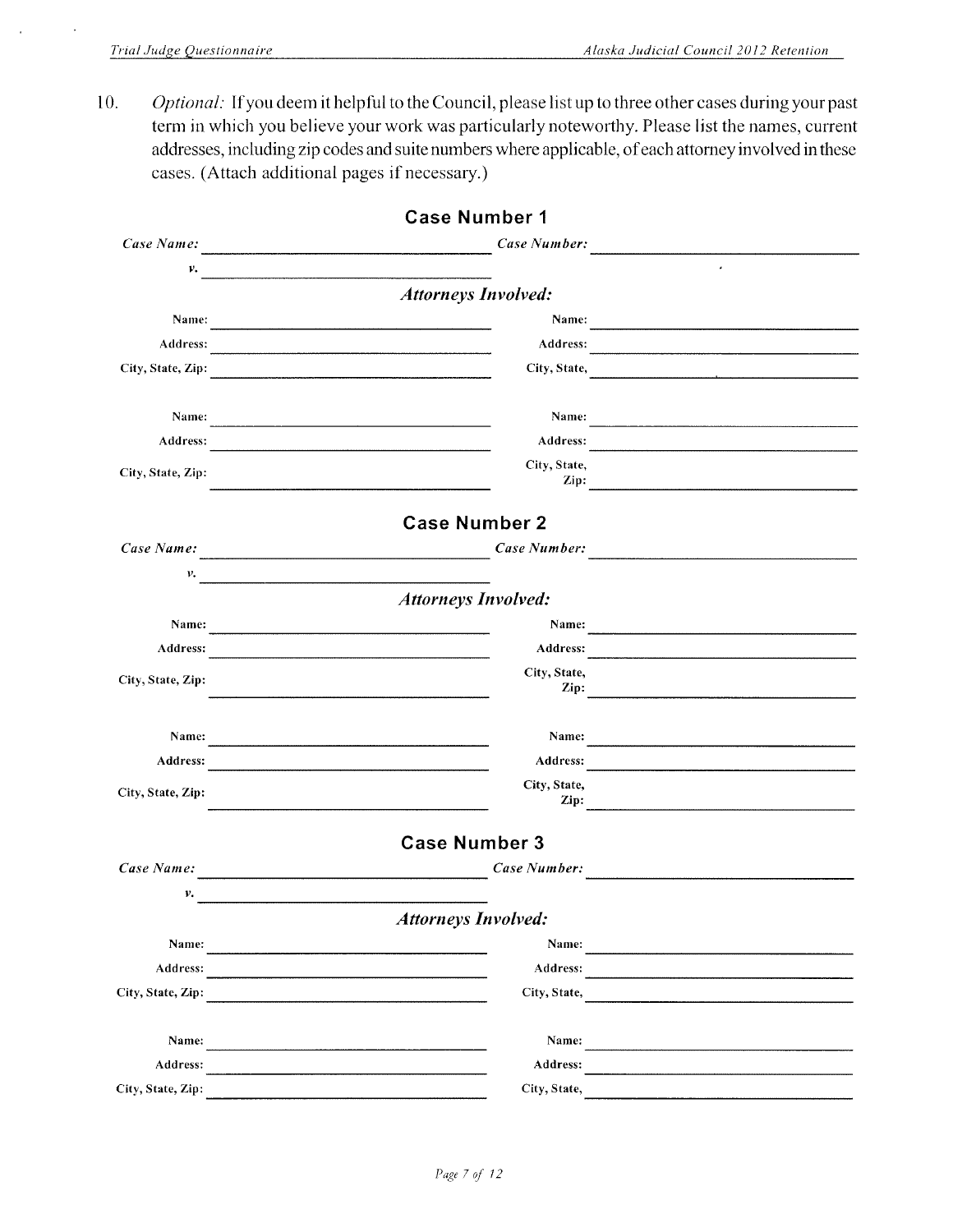10. *Optional:* If you deem it helpful to the Council, please list up to three other cases during your past term in which you believe your work was particularly noteworthy. Please list the names, current addresses, including zip codes and suite numbers where applicable, of each attorney involved in these cases. (Attach additional pages if necessary.)

## Case Number 1

*Case Name:* ______________________ *Case Number:* ______________________

*v.* ______________________

### *Attorneys Involved:*

| | | | |
|---|---|---|---|
| **Name:** | | **Name:** | |
| **Address:** | | **Address:** | |
| **City, State, Zip:** | | **City, State,** | |
| **Name:** | | **Name:** | |
| **Address:** | | **Address:** | |
| **City, State, Zip:** | | **City, State, Zip:** | |

## Case Number 2

*Case Name:* ______________________ *Case Number:* ______________________

*v.* ______________________

### *Attorneys Involved:*

| | | | |
|---|---|---|---|
| **Name:** | | **Name:** | |
| **Address:** | | **Address:** | |
| **City, State, Zip:** | | **City, State, Zip:** | |
| **Name:** | | **Name:** | |
| **Address:** | | **Address:** | |
| **City, State, Zip:** | | **City, State, Zip:** | |

## Case Number 3

*Case Name:* ______________________ *Case Number:* ______________________

*v.* ______________________

### *Attorneys Involved:*

| | | | |
|---|---|---|---|
| **Name:** | | **Name:** | |
| **Address:** | | **Address:** | |
| **City, State, Zip:** | | **City, State,** | |
| **Name:** | | **Name:** | |
| **Address:** | | **Address:** | |
| **City, State, Zip:** | | **City, State,** | |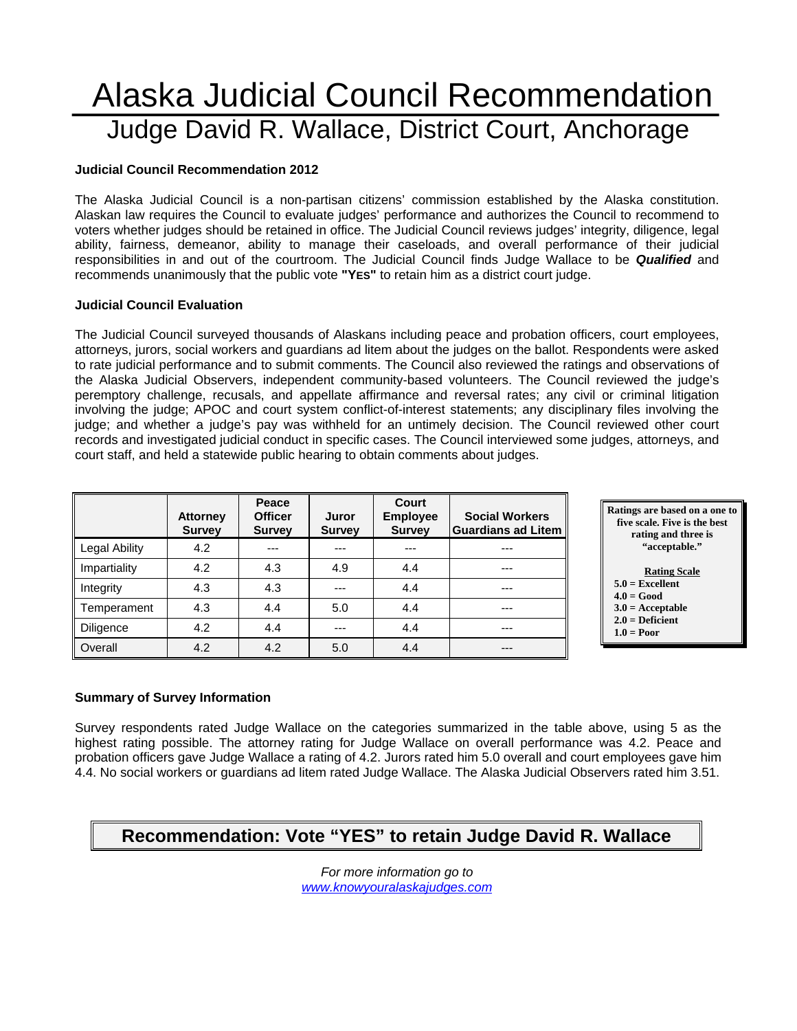# Alaska Judicial Council Recommendation

## Judge David R. Wallace, District Court, Anchorage

**Judicial Council Recommendation 2012**

The Alaska Judicial Council is a non-partisan citizens' commission established by the Alaska constitution. Alaskan law requires the Council to evaluate judges' performance and authorizes the Council to recommend to voters whether judges should be retained in office. The Judicial Council reviews judges' integrity, diligence, legal ability, fairness, demeanor, ability to manage their caseloads, and overall performance of their judicial responsibilities in and out of the courtroom. The Judicial Council finds Judge Wallace to be ***Qualified*** and recommends unanimously that the public vote **"YES"** to retain him as a district court judge.

**Judicial Council Evaluation**

The Judicial Council surveyed thousands of Alaskans including peace and probation officers, court employees, attorneys, jurors, social workers and guardians ad litem about the judges on the ballot. Respondents were asked to rate judicial performance and to submit comments. The Council also reviewed the ratings and observations of the Alaska Judicial Observers, independent community-based volunteers. The Council reviewed the judge's peremptory challenge, recusals, and appellate affirmance and reversal rates; any civil or criminal litigation involving the judge; APOC and court system conflict-of-interest statements; any disciplinary files involving the judge; and whether a judge's pay was withheld for an untimely decision. The Council reviewed other court records and investigated judicial conduct in specific cases. The Council interviewed some judges, attorneys, and court staff, and held a statewide public hearing to obtain comments about judges.

| | Attorney Survey | Peace Officer Survey | Juror Survey | Court Employee Survey | Social Workers Guardians ad Litem |
|---|---|---|---|---|---|
| Legal Ability | 4.2 | --- | --- | --- | --- |
| Impartiality | 4.2 | 4.3 | 4.9 | 4.4 | --- |
| Integrity | 4.3 | 4.3 | --- | 4.4 | --- |
| Temperament | 4.3 | 4.4 | 5.0 | 4.4 | --- |
| Diligence | 4.2 | 4.4 | --- | 4.4 | --- |
| Overall | 4.2 | 4.2 | 5.0 | 4.4 | --- |

**Ratings are based on a one to five scale. Five is the best rating and three is "acceptable."**

**Rating Scale**

**5.0 = Excellent**
**4.0 = Good**
**3.0 = Acceptable**
**2.0 = Deficient**
**1.0 = Poor**

**Summary of Survey Information**

Survey respondents rated Judge Wallace on the categories summarized in the table above, using 5 as the highest rating possible. The attorney rating for Judge Wallace on overall performance was 4.2. Peace and probation officers gave Judge Wallace a rating of 4.2. Jurors rated him 5.0 overall and court employees gave him 4.4. No social workers or guardians ad litem rated Judge Wallace. The Alaska Judicial Observers rated him 3.51.

**Recommendation: Vote "YES" to retain Judge David R. Wallace**

*For more information go to*
*www.knowyouralaskajudges.com*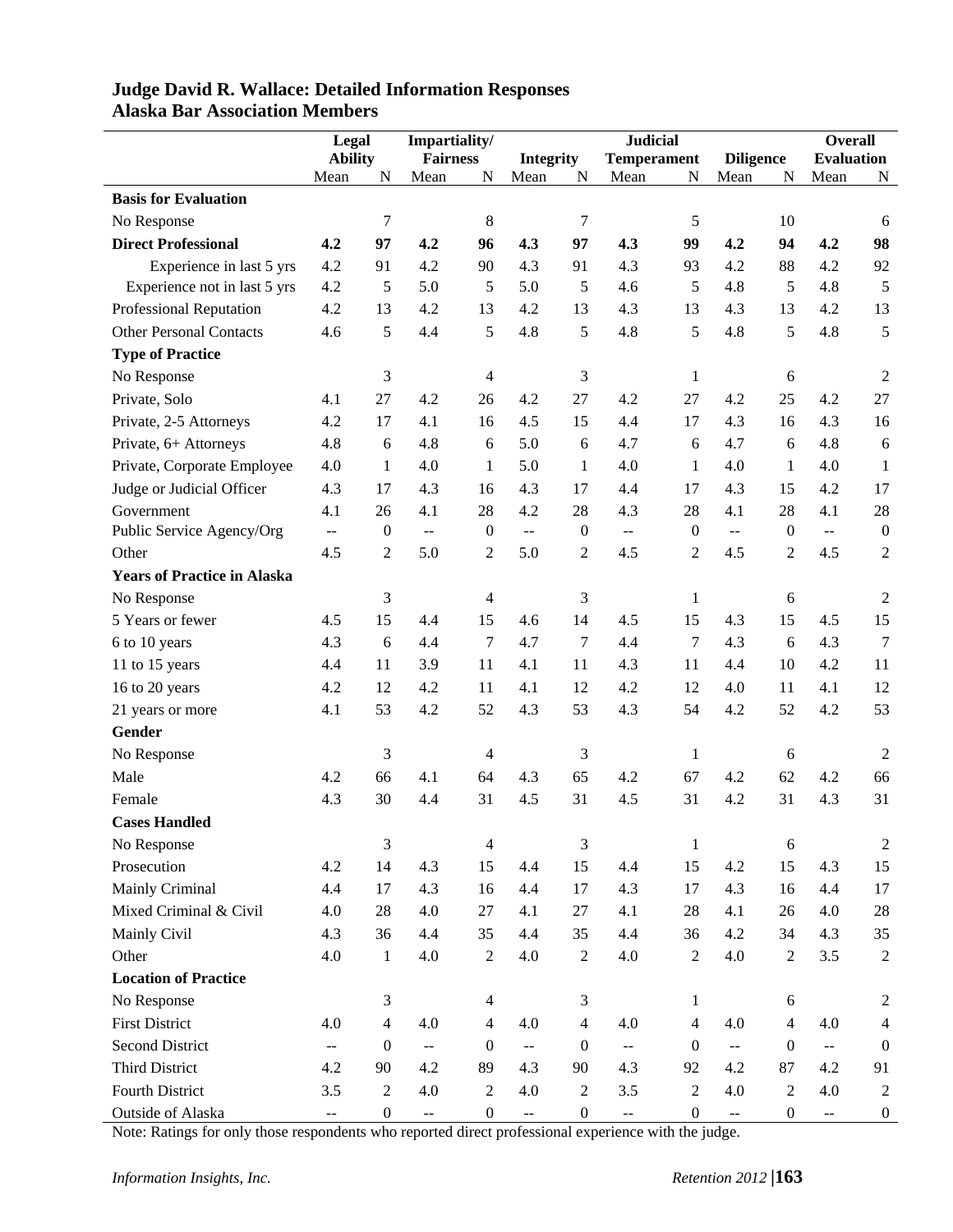## Judge David R. Wallace: Detailed Information Responses
## Alaska Bar Association Members

| | Legal Ability | | Impartiality/ Fairness | | Integrity | | Judicial Temperament | | Diligence | | Overall Evaluation | |
|---|---|---|---|---|---|---|---|---|---|---|---|---|
| | Mean | N | Mean | N | Mean | N | Mean | N | Mean | N | Mean | N |
| **Basis for Evaluation** | | | | | | | | | | | | |
| No Response | | 7 | | 8 | | 7 | | 5 | | 10 | | 6 |
| **Direct Professional** | **4.2** | **97** | **4.2** | **96** | **4.3** | **97** | **4.3** | **99** | **4.2** | **94** | **4.2** | **98** |
| Experience in last 5 yrs | 4.2 | 91 | 4.2 | 90 | 4.3 | 91 | 4.3 | 93 | 4.2 | 88 | 4.2 | 92 |
| Experience not in last 5 yrs | 4.2 | 5 | 5.0 | 5 | 5.0 | 5 | 4.6 | 5 | 4.8 | 5 | 4.8 | 5 |
| Professional Reputation | 4.2 | 13 | 4.2 | 13 | 4.2 | 13 | 4.3 | 13 | 4.3 | 13 | 4.2 | 13 |
| Other Personal Contacts | 4.6 | 5 | 4.4 | 5 | 4.8 | 5 | 4.8 | 5 | 4.8 | 5 | 4.8 | 5 |
| **Type of Practice** | | | | | | | | | | | | |
| No Response | | 3 | | 4 | | 3 | | 1 | | 6 | | 2 |
| Private, Solo | 4.1 | 27 | 4.2 | 26 | 4.2 | 27 | 4.2 | 27 | 4.2 | 25 | 4.2 | 27 |
| Private, 2-5 Attorneys | 4.2 | 17 | 4.1 | 16 | 4.5 | 15 | 4.4 | 17 | 4.3 | 16 | 4.3 | 16 |
| Private, 6+ Attorneys | 4.8 | 6 | 4.8 | 6 | 5.0 | 6 | 4.7 | 6 | 4.7 | 6 | 4.8 | 6 |
| Private, Corporate Employee | 4.0 | 1 | 4.0 | 1 | 5.0 | 1 | 4.0 | 1 | 4.0 | 1 | 4.0 | 1 |
| Judge or Judicial Officer | 4.3 | 17 | 4.3 | 16 | 4.3 | 17 | 4.4 | 17 | 4.3 | 15 | 4.2 | 17 |
| Government | 4.1 | 26 | 4.1 | 28 | 4.2 | 28 | 4.3 | 28 | 4.1 | 28 | 4.1 | 28 |
| Public Service Agency/Org | -- | 0 | -- | 0 | -- | 0 | -- | 0 | -- | 0 | -- | 0 |
| Other | 4.5 | 2 | 5.0 | 2 | 5.0 | 2 | 4.5 | 2 | 4.5 | 2 | 4.5 | 2 |
| **Years of Practice in Alaska** | | | | | | | | | | | | |
| No Response | | 3 | | 4 | | 3 | | 1 | | 6 | | 2 |
| 5 Years or fewer | 4.5 | 15 | 4.4 | 15 | 4.6 | 14 | 4.5 | 15 | 4.3 | 15 | 4.5 | 15 |
| 6 to 10 years | 4.3 | 6 | 4.4 | 7 | 4.7 | 7 | 4.4 | 7 | 4.3 | 6 | 4.3 | 7 |
| 11 to 15 years | 4.4 | 11 | 3.9 | 11 | 4.1 | 11 | 4.3 | 11 | 4.4 | 10 | 4.2 | 11 |
| 16 to 20 years | 4.2 | 12 | 4.2 | 11 | 4.1 | 12 | 4.2 | 12 | 4.0 | 11 | 4.1 | 12 |
| 21 years or more | 4.1 | 53 | 4.2 | 52 | 4.3 | 53 | 4.3 | 54 | 4.2 | 52 | 4.2 | 53 |
| **Gender** | | | | | | | | | | | | |
| No Response | | 3 | | 4 | | 3 | | 1 | | 6 | | 2 |
| Male | 4.2 | 66 | 4.1 | 64 | 4.3 | 65 | 4.2 | 67 | 4.2 | 62 | 4.2 | 66 |
| Female | 4.3 | 30 | 4.4 | 31 | 4.5 | 31 | 4.5 | 31 | 4.2 | 31 | 4.3 | 31 |
| **Cases Handled** | | | | | | | | | | | | |
| No Response | | 3 | | 4 | | 3 | | 1 | | 6 | | 2 |
| Prosecution | 4.2 | 14 | 4.3 | 15 | 4.4 | 15 | 4.4 | 15 | 4.2 | 15 | 4.3 | 15 |
| Mainly Criminal | 4.4 | 17 | 4.3 | 16 | 4.4 | 17 | 4.3 | 17 | 4.3 | 16 | 4.4 | 17 |
| Mixed Criminal & Civil | 4.0 | 28 | 4.0 | 27 | 4.1 | 27 | 4.1 | 28 | 4.1 | 26 | 4.0 | 28 |
| Mainly Civil | 4.3 | 36 | 4.4 | 35 | 4.4 | 35 | 4.4 | 36 | 4.2 | 34 | 4.3 | 35 |
| Other | 4.0 | 1 | 4.0 | 2 | 4.0 | 2 | 4.0 | 2 | 4.0 | 2 | 3.5 | 2 |
| **Location of Practice** | | | | | | | | | | | | |
| No Response | | 3 | | 4 | | 3 | | 1 | | 6 | | 2 |
| First District | 4.0 | 4 | 4.0 | 4 | 4.0 | 4 | 4.0 | 4 | 4.0 | 4 | 4.0 | 4 |
| Second District | -- | 0 | -- | 0 | -- | 0 | -- | 0 | -- | 0 | -- | 0 |
| Third District | 4.2 | 90 | 4.2 | 89 | 4.3 | 90 | 4.3 | 92 | 4.2 | 87 | 4.2 | 91 |
| Fourth District | 3.5 | 2 | 4.0 | 2 | 4.0 | 2 | 3.5 | 2 | 4.0 | 2 | 4.0 | 2 |
| Outside of Alaska | -- | 0 | -- | 0 | -- | 0 | -- | 0 | -- | 0 | -- | 0 |

Note: Ratings for only those respondents who reported direct professional experience with the judge.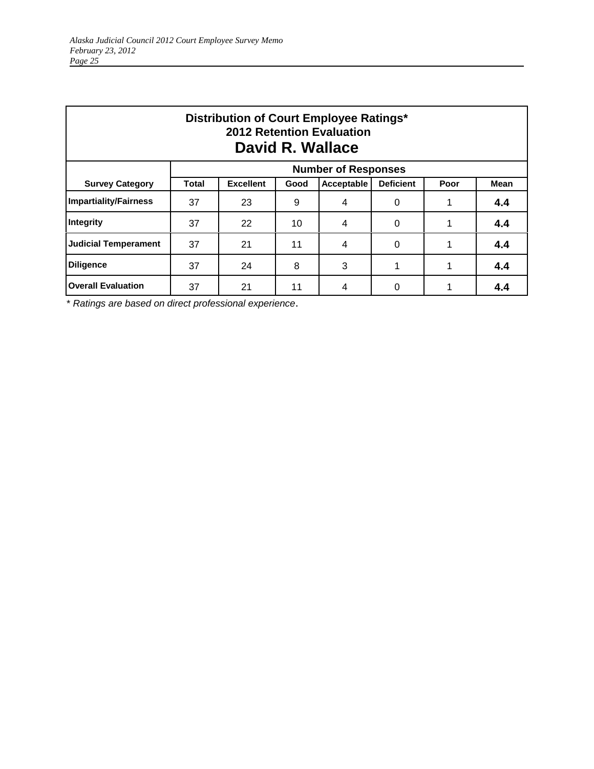| **Distribution of Court Employee Ratings\*** | | | | | | | |
|---|---|---|---|---|---|---|---|
| **2012 Retention Evaluation** | | | | | | | |
| **David R. Wallace** | | | | | | | |
| | **Number of Responses** | | | | | | |
| **Survey Category** | **Total** | **Excellent** | **Good** | **Acceptable** | **Deficient** | **Poor** | **Mean** |
| **Impartiality/Fairness** | 37 | 23 | 9 | 4 | 0 | 1 | **4.4** |
| **Integrity** | 37 | 22 | 10 | 4 | 0 | 1 | **4.4** |
| **Judicial Temperament** | 37 | 21 | 11 | 4 | 0 | 1 | **4.4** |
| **Diligence** | 37 | 24 | 8 | 3 | 1 | 1 | **4.4** |
| **Overall Evaluation** | 37 | 21 | 11 | 4 | 0 | 1 | **4.4** |

*\* Ratings are based on direct professional experience.*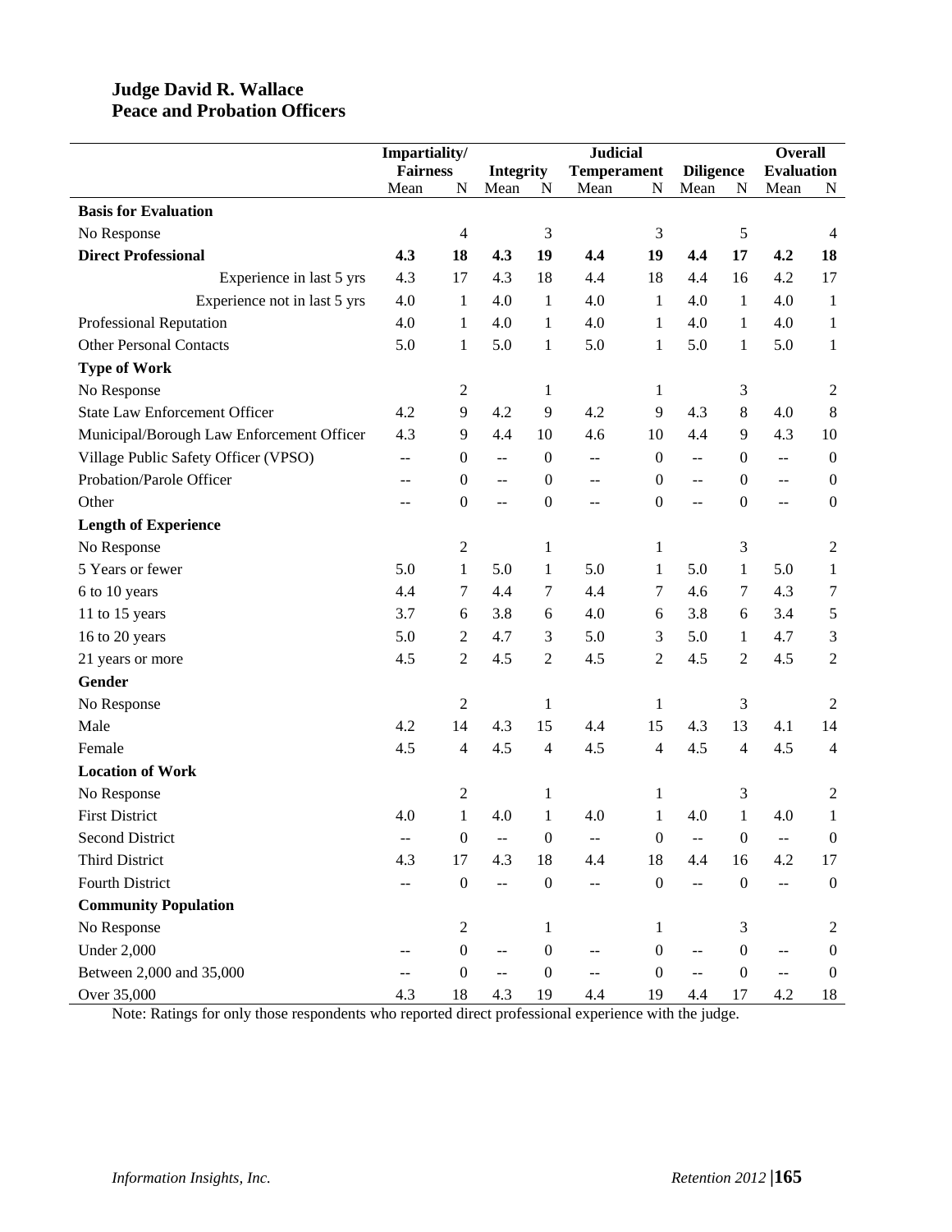**Judge David R. Wallace**
**Peace and Probation Officers**

| | Impartiality/ Fairness | | Integrity | | Judicial Temperament | | Diligence | | Overall Evaluation | |
|---|---|---|---|---|---|---|---|---|---|---|
| | Mean | N | Mean | N | Mean | N | Mean | N | Mean | N |
| **Basis for Evaluation** | | | | | | | | | | |
| No Response | | 4 | | 3 | | 3 | | 5 | | 4 |
| **Direct Professional** | **4.3** | **18** | **4.3** | **19** | **4.4** | **19** | **4.4** | **17** | **4.2** | **18** |
| Experience in last 5 yrs | 4.3 | 17 | 4.3 | 18 | 4.4 | 18 | 4.4 | 16 | 4.2 | 17 |
| Experience not in last 5 yrs | 4.0 | 1 | 4.0 | 1 | 4.0 | 1 | 4.0 | 1 | 4.0 | 1 |
| Professional Reputation | 4.0 | 1 | 4.0 | 1 | 4.0 | 1 | 4.0 | 1 | 4.0 | 1 |
| Other Personal Contacts | 5.0 | 1 | 5.0 | 1 | 5.0 | 1 | 5.0 | 1 | 5.0 | 1 |
| **Type of Work** | | | | | | | | | | |
| No Response | | 2 | | 1 | | 1 | | 3 | | 2 |
| State Law Enforcement Officer | 4.2 | 9 | 4.2 | 9 | 4.2 | 9 | 4.3 | 8 | 4.0 | 8 |
| Municipal/Borough Law Enforcement Officer | 4.3 | 9 | 4.4 | 10 | 4.6 | 10 | 4.4 | 9 | 4.3 | 10 |
| Village Public Safety Officer (VPSO) | -- | 0 | -- | 0 | -- | 0 | -- | 0 | -- | 0 |
| Probation/Parole Officer | -- | 0 | -- | 0 | -- | 0 | -- | 0 | -- | 0 |
| Other | -- | 0 | -- | 0 | -- | 0 | -- | 0 | -- | 0 |
| **Length of Experience** | | | | | | | | | | |
| No Response | | 2 | | 1 | | 1 | | 3 | | 2 |
| 5 Years or fewer | 5.0 | 1 | 5.0 | 1 | 5.0 | 1 | 5.0 | 1 | 5.0 | 1 |
| 6 to 10 years | 4.4 | 7 | 4.4 | 7 | 4.4 | 7 | 4.6 | 7 | 4.3 | 7 |
| 11 to 15 years | 3.7 | 6 | 3.8 | 6 | 4.0 | 6 | 3.8 | 6 | 3.4 | 5 |
| 16 to 20 years | 5.0 | 2 | 4.7 | 3 | 5.0 | 3 | 5.0 | 1 | 4.7 | 3 |
| 21 years or more | 4.5 | 2 | 4.5 | 2 | 4.5 | 2 | 4.5 | 2 | 4.5 | 2 |
| **Gender** | | | | | | | | | | |
| No Response | | 2 | | 1 | | 1 | | 3 | | 2 |
| Male | 4.2 | 14 | 4.3 | 15 | 4.4 | 15 | 4.3 | 13 | 4.1 | 14 |
| Female | 4.5 | 4 | 4.5 | 4 | 4.5 | 4 | 4.5 | 4 | 4.5 | 4 |
| **Location of Work** | | | | | | | | | | |
| No Response | | 2 | | 1 | | 1 | | 3 | | 2 |
| First District | 4.0 | 1 | 4.0 | 1 | 4.0 | 1 | 4.0 | 1 | 4.0 | 1 |
| Second District | -- | 0 | -- | 0 | -- | 0 | -- | 0 | -- | 0 |
| Third District | 4.3 | 17 | 4.3 | 18 | 4.4 | 18 | 4.4 | 16 | 4.2 | 17 |
| Fourth District | -- | 0 | -- | 0 | -- | 0 | -- | 0 | -- | 0 |
| **Community Population** | | | | | | | | | | |
| No Response | | 2 | | 1 | | 1 | | 3 | | 2 |
| Under 2,000 | -- | 0 | -- | 0 | -- | 0 | -- | 0 | -- | 0 |
| Between 2,000 and 35,000 | -- | 0 | -- | 0 | -- | 0 | -- | 0 | -- | 0 |
| Over 35,000 | 4.3 | 18 | 4.3 | 19 | 4.4 | 19 | 4.4 | 17 | 4.2 | 18 |

Note: Ratings for only those respondents who reported direct professional experience with the judge.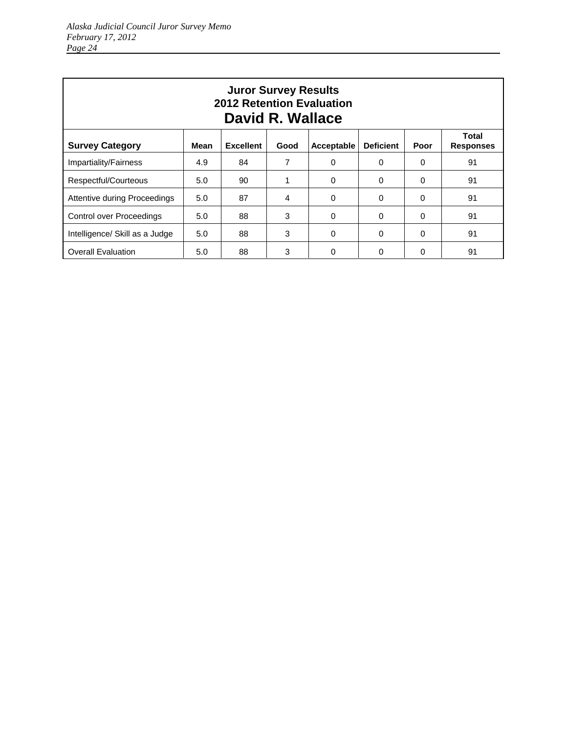## Juror Survey Results
## 2012 Retention Evaluation
# David R. Wallace

| Survey Category | Mean | Excellent | Good | Acceptable | Deficient | Poor | Total Responses |
|---|---|---|---|---|---|---|---|
| Impartiality/Fairness | 4.9 | 84 | 7 | 0 | 0 | 0 | 91 |
| Respectful/Courteous | 5.0 | 90 | 1 | 0 | 0 | 0 | 91 |
| Attentive during Proceedings | 5.0 | 87 | 4 | 0 | 0 | 0 | 91 |
| Control over Proceedings | 5.0 | 88 | 3 | 0 | 0 | 0 | 91 |
| Intelligence/ Skill as a Judge | 5.0 | 88 | 3 | 0 | 0 | 0 | 91 |
| Overall Evaluation | 5.0 | 88 | 3 | 0 | 0 | 0 | 91 |